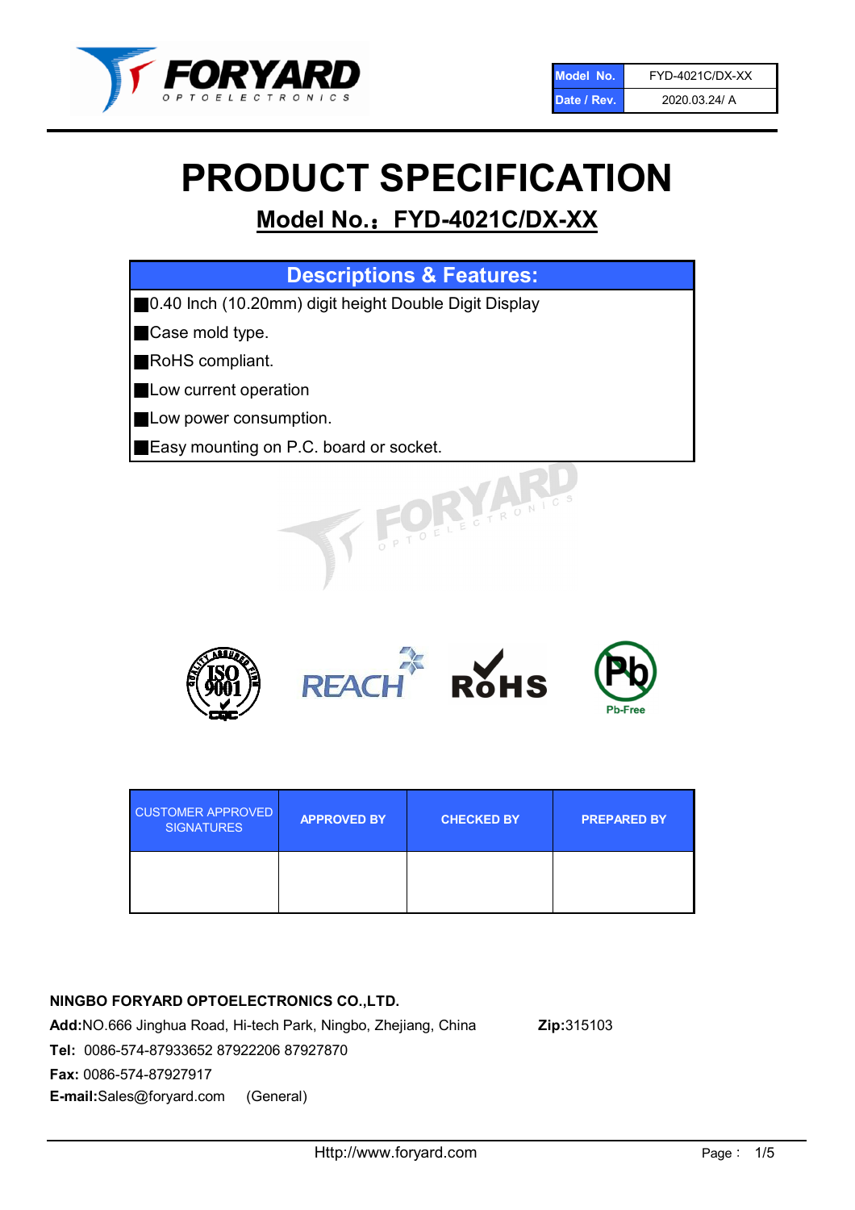| Model No. | FYD-4021C/DX-XX |
| --- | --- |
| Date / Rev. | 2020.03.24/ A |

# PRODUCT SPECIFICATION

## Model No.：FYD-4021C/DX-XX

### Descriptions & Features:

- 0.40 Inch (10.20mm) digit height Double Digit Display
- Case mold type.
- RoHS compliant.
- Low current operation
- Low power consumption.
- Easy mounting on P.C. board or socket.

| CUSTOMER APPROVED SIGNATURES | APPROVED BY | CHECKED BY | PREPARED BY |
| --- | --- | --- | --- |
| | | | |

**NINGBO FORYARD OPTOELECTRONICS CO.,LTD.**

**Add:**NO.666 Jinghua Road, Hi-tech Park, Ningbo, Zhejiang, China **Zip:**315103

**Tel:** 0086-574-87933652 87922206 87927870

**Fax:** 0086-574-87927917

**E-mail:**Sales@foryard.com (General)

Http://www.foryard.com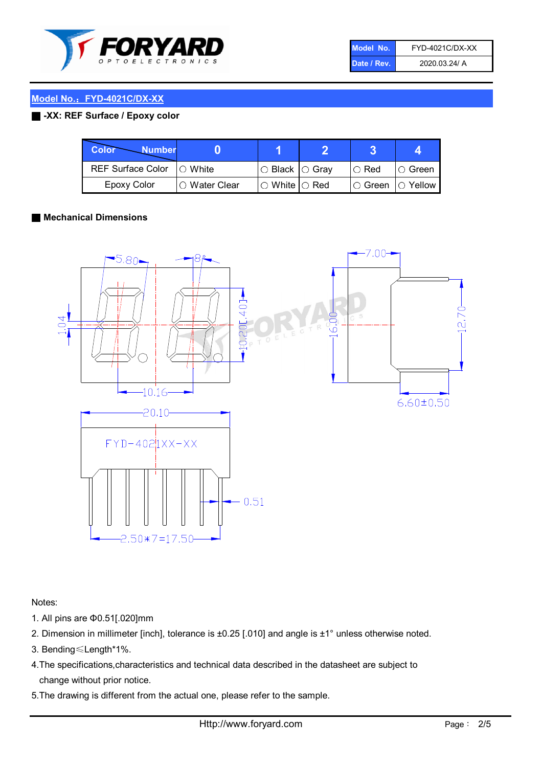| Model No. | FYD-4021C/DX-XX |
| --- | --- |
| Date / Rev. | 2020.03.24/ A |

## Model No.：FYD-4021C/DX-XX

### -XX: REF Surface / Epoxy color

| Color \ Number | 0 | 1 | 2 | 3 | 4 |
| --- | --- | --- | --- | --- | --- |
| REF Surface Color | ○ White | ○ Black | ○ Gray | ○ Red | ○ Green |
| Epoxy Color | ○ Water Clear | ○ White | ○ Red | ○ Green | ○ Yellow |

### Mechanical Dimensions

5.80  8°  7.00  1.04  10.20[.401]  16.00  12.70  10.16  6.60±0.50  20.10  FYD-4021XX-XX  0.51  2.50*7=17.50

Notes:

1. All pins are Φ0.51[.020]mm
2. Dimension in millimeter [inch], tolerance is ±0.25 [.010] and angle is ±1° unless otherwise noted.
3. Bending≤Length*1%.
4. The specifications,characteristics and technical data described in the datasheet are subject to change without prior notice.
5. The drawing is different from the actual one, please refer to the sample.

Http://www.foryard.com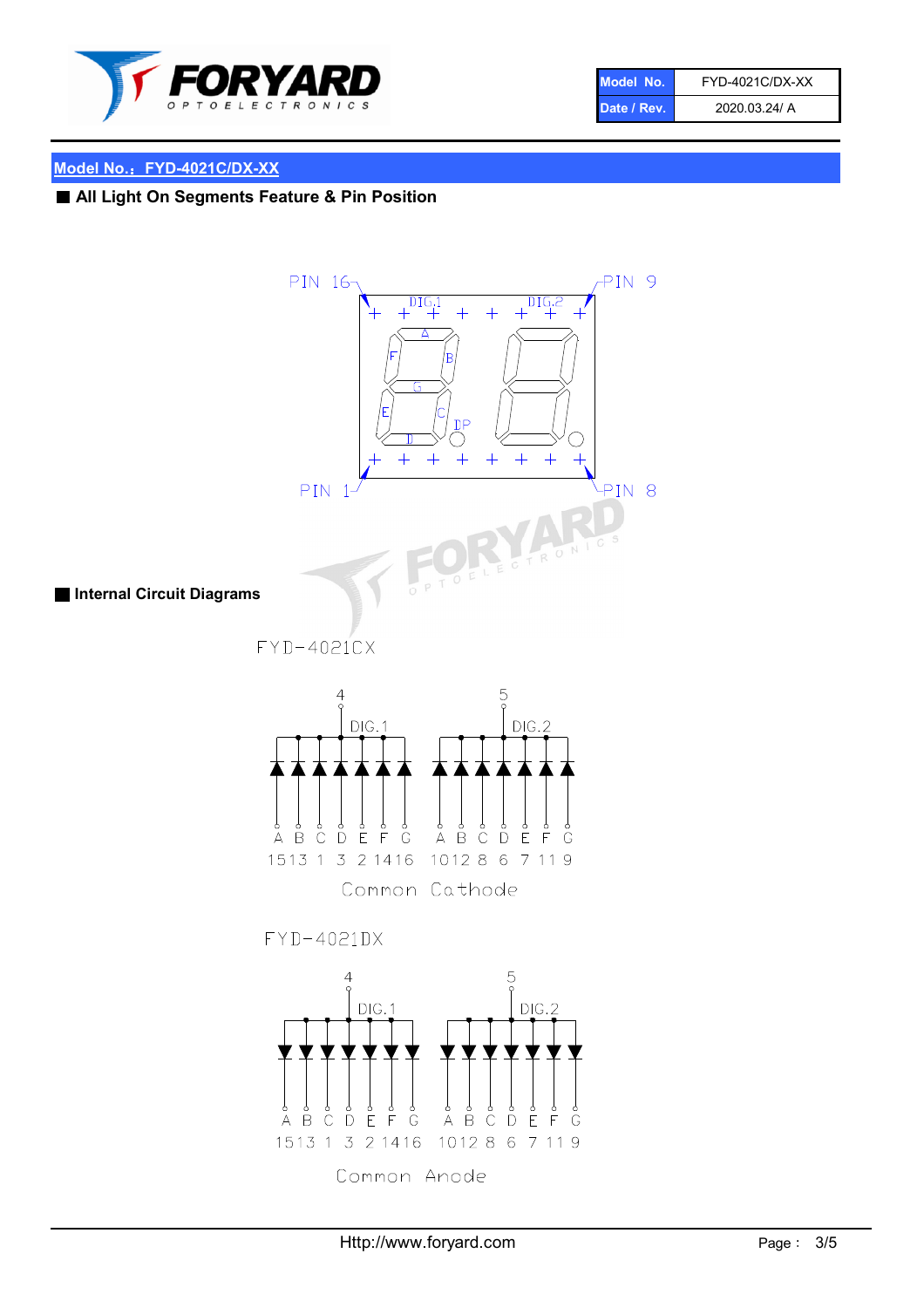## Model No.：FYD-4021C/DX-XX

### ■ All Light On Segments Feature & Pin Position

PIN 16 — PIN 9

DIG.1 DIG.2

PIN 1 — PIN 8

### ■ Internal Circuit Diagrams

FYD-4021CX

| Segment | A | B | C | D | E | F | G | A | B | C | D | E | F | G |
|---|---|---|---|---|---|---|---|---|---|---|---|---|---|---|
| Pin | 15 | 13 | 1 | 3 | 2 | 14 | 16 | 10 | 12 | 8 | 6 | 7 | 11 | 9 |

DIG.1: Pin 4; DIG.2: Pin 5

Common Cathode

FYD-4021DX

| Segment | A | B | C | D | E | F | G | A | B | C | D | E | F | G |
|---|---|---|---|---|---|---|---|---|---|---|---|---|---|---|
| Pin | 15 | 13 | 1 | 3 | 2 | 14 | 16 | 10 | 12 | 8 | 6 | 7 | 11 | 9 |

DIG.1: Pin 4; DIG.2: Pin 5

Common Anode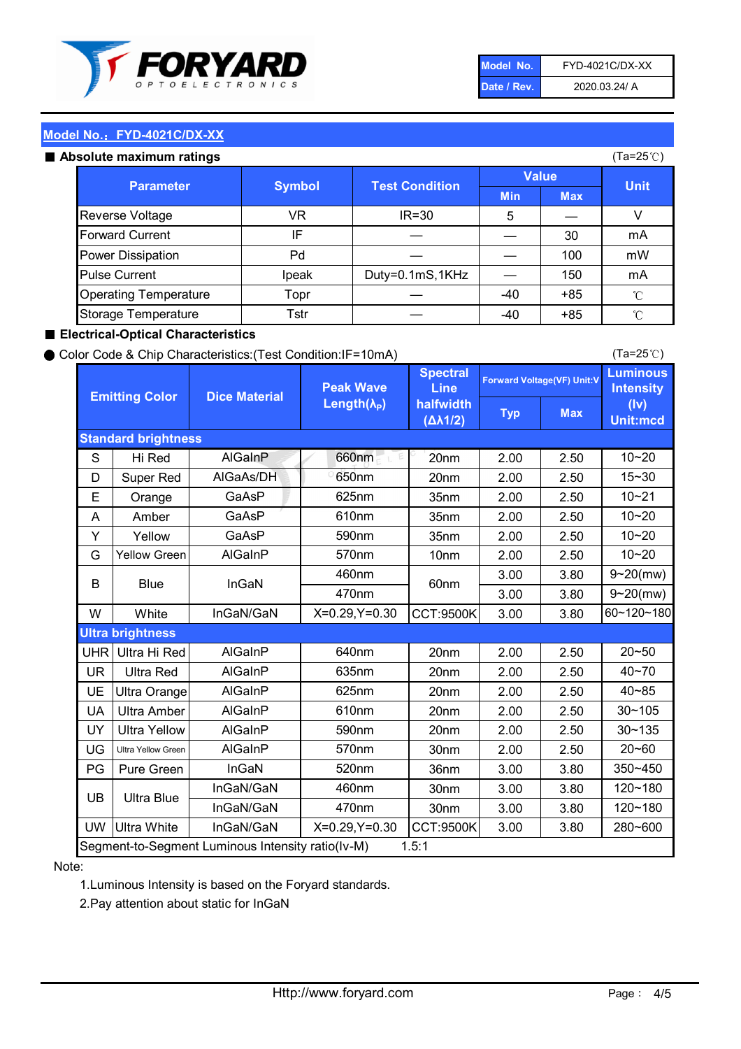| Model No. | FYD-4021C/DX-XX |
|---|---|
| Date / Rev. | 2020.03.24/ A |

## Model No.：FYD-4021C/DX-XX

### ■ Absolute maximum ratings

(Ta=25℃)

| Parameter | Symbol | Test Condition | Value | | Unit |
|---|---|---|---|---|---|
| | | | Min | Max | |
| Reverse Voltage | VR | IR=30 | 5 | — | V |
| Forward Current | IF | — | — | 30 | mA |
| Power Dissipation | Pd | — | — | 100 | mW |
| Pulse Current | Ipeak | Duty=0.1mS,1KHz | — | 150 | mA |
| Operating Temperature | Topr | — | -40 | +85 | ℃ |
| Storage Temperature | Tstr | — | -40 | +85 | ℃ |

### ■ Electrical-Optical Characteristics

● Color Code & Chip Characteristics:(Test Condition:IF=10mA)

(Ta=25℃)

| Emitting Color | | Dice Material | Peak Wave Length($\lambda_P$) | Spectral Line halfwidth ($\Delta\lambda 1/2$) | Forward Voltage(VF) Unit:V | | Luminous Intensity (Iv) Unit:mcd |
|---|---|---|---|---|---|---|---|
| | | | | | Typ | Max | |
| **Standard brightness** | | | | | | | |
| S | Hi Red | AlGaInP | 660nm | 20nm | 2.00 | 2.50 | 10~20 |
| D | Super Red | AlGaAs/DH | 650nm | 20nm | 2.00 | 2.50 | 15~30 |
| E | Orange | GaAsP | 625nm | 35nm | 2.00 | 2.50 | 10~21 |
| A | Amber | GaAsP | 610nm | 35nm | 2.00 | 2.50 | 10~20 |
| Y | Yellow | GaAsP | 590nm | 35nm | 2.00 | 2.50 | 10~20 |
| G | Yellow Green | AlGaInP | 570nm | 10nm | 2.00 | 2.50 | 10~20 |
| B | Blue | InGaN | 460nm | 60nm | 3.00 | 3.80 | 9~20(mw) |
| | | | 470nm | | 3.00 | 3.80 | 9~20(mw) |
| W | White | InGaN/GaN | X=0.29,Y=0.30 | CCT:9500K | 3.00 | 3.80 | 60~120~180 |
| **Ultra brightness** | | | | | | | |
| UHR | Ultra Hi Red | AlGaInP | 640nm | 20nm | 2.00 | 2.50 | 20~50 |
| UR | Ultra Red | AlGaInP | 635nm | 20nm | 2.00 | 2.50 | 40~70 |
| UE | Ultra Orange | AlGaInP | 625nm | 20nm | 2.00 | 2.50 | 40~85 |
| UA | Ultra Amber | AlGaInP | 610nm | 20nm | 2.00 | 2.50 | 30~105 |
| UY | Ultra Yellow | AlGaInP | 590nm | 20nm | 2.00 | 2.50 | 30~135 |
| UG | Ultra Yellow Green | AlGaInP | 570nm | 30nm | 2.00 | 2.50 | 20~60 |
| PG | Pure Green | InGaN | 520nm | 36nm | 3.00 | 3.80 | 350~450 |
| UB | Ultra Blue | InGaN/GaN | 460nm | 30nm | 3.00 | 3.80 | 120~180 |
| | | InGaN/GaN | 470nm | 30nm | 3.00 | 3.80 | 120~180 |
| UW | Ultra White | InGaN/GaN | X=0.29,Y=0.30 | CCT:9500K | 3.00 | 3.80 | 280~600 |
| Segment-to-Segment Luminous Intensity ratio(Iv-M) | | | | 1.5:1 | | | |

Note:

1.Luminous Intensity is based on the Foryard standards.

2.Pay attention about static for InGaN

Http://www.foryard.com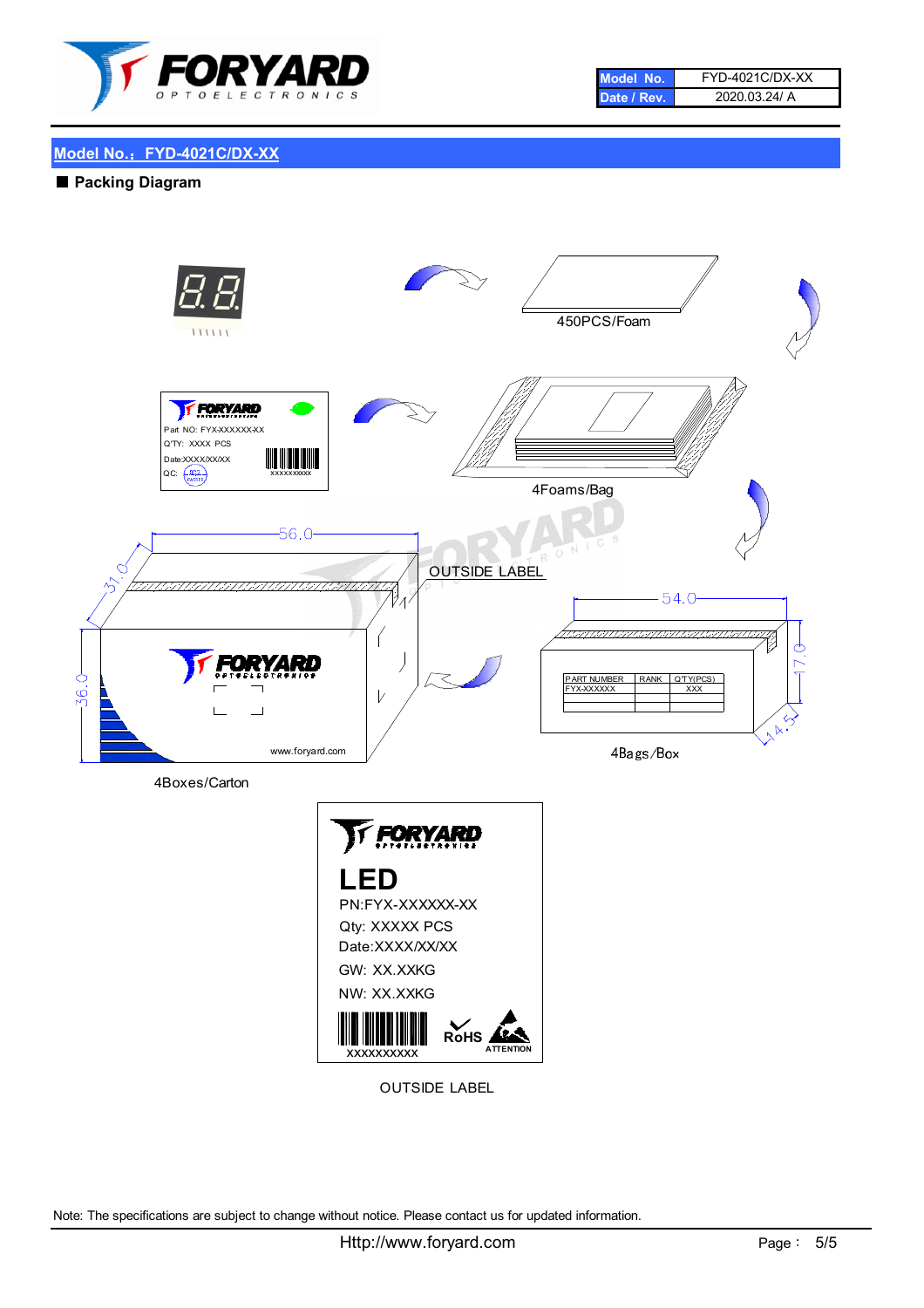| Model No. | FYD-4021C/DX-XX |
|---|---|
| Date / Rev. | 2020.03.24/ A |

## Model No.：FYD-4021C/DX-XX

■ **Packing Diagram**

450PCS/Foam

Part NO: FYX-XXXXXXX-XX
Q'TY: XXXX PCS
Date:XXXX/XX/XX
QC:

4Foams/Bag

56.0
31.0
36.0

OUTSIDE LABEL

www.foryard.com

4Boxes/Carton

54.0
17.0
14.5

| PART NUMBER | RANK | Q'TY(PCS) |
|---|---|---|
| FYX-XXXXXX | | XXX |

4Bags/Box

LED
PN:FYX-XXXXXX-XX
Qty: XXXXX PCS
Date:XXXX/XX/XX
GW: XX.XXKG
NW: XX.XXKG
XXXXXXXXXX
RoHS
ATTENTION

OUTSIDE LABEL

Note: The specifications are subject to change without notice. Please contact us for updated information.